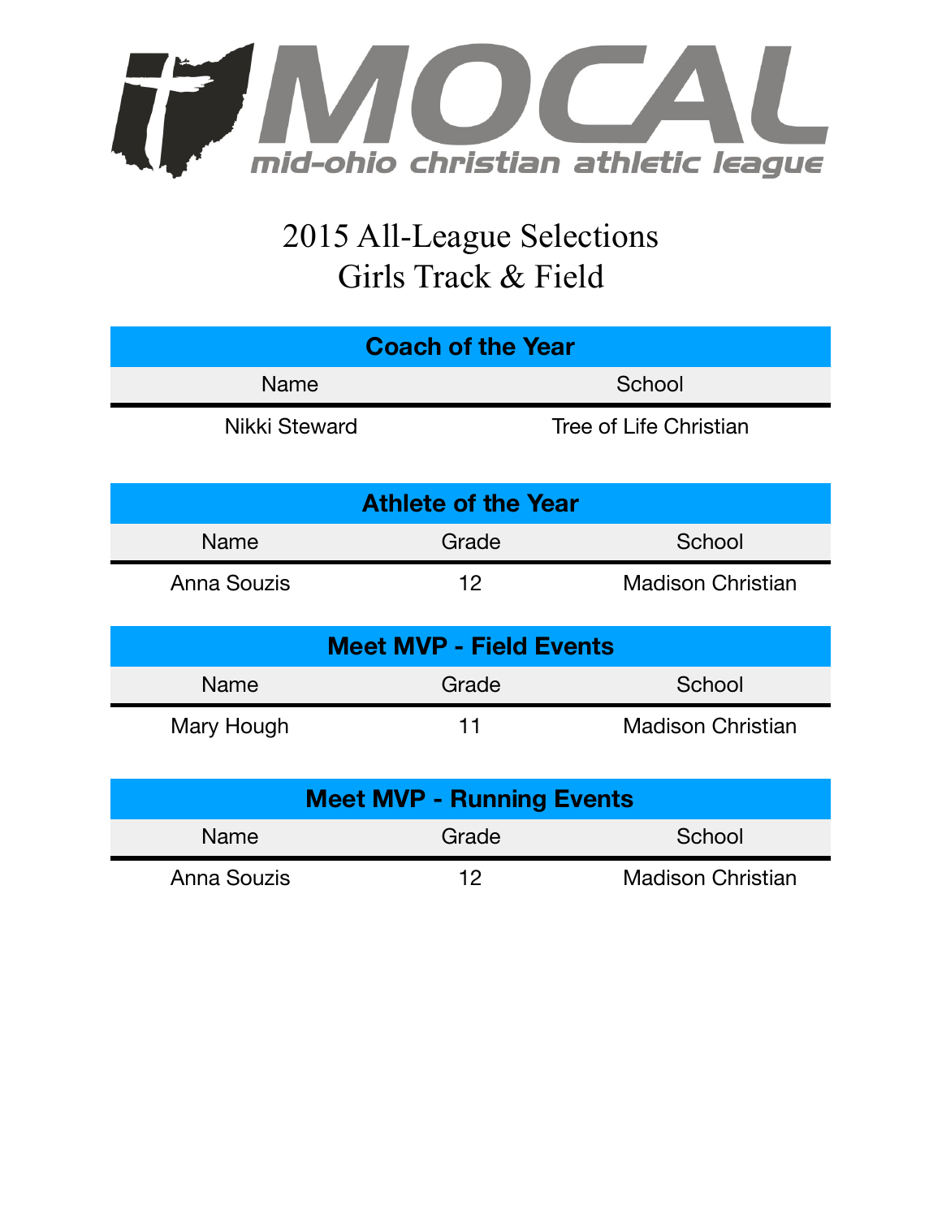# MOCAL

mid-ohio christian athletic league

## 2015 All-League Selections
## Girls Track & Field

| Coach of the Year | |
|---|---|
| Name | School |
| Nikki Steward | Tree of Life Christian |

| Athlete of the Year | | |
|---|---|---|
| Name | Grade | School |
| Anna Souzis | 12 | Madison Christian |

| Meet MVP - Field Events | | |
|---|---|---|
| Name | Grade | School |
| Mary Hough | 11 | Madison Christian |

| Meet MVP - Running Events | | |
|---|---|---|
| Name | Grade | School |
| Anna Souzis | 12 | Madison Christian |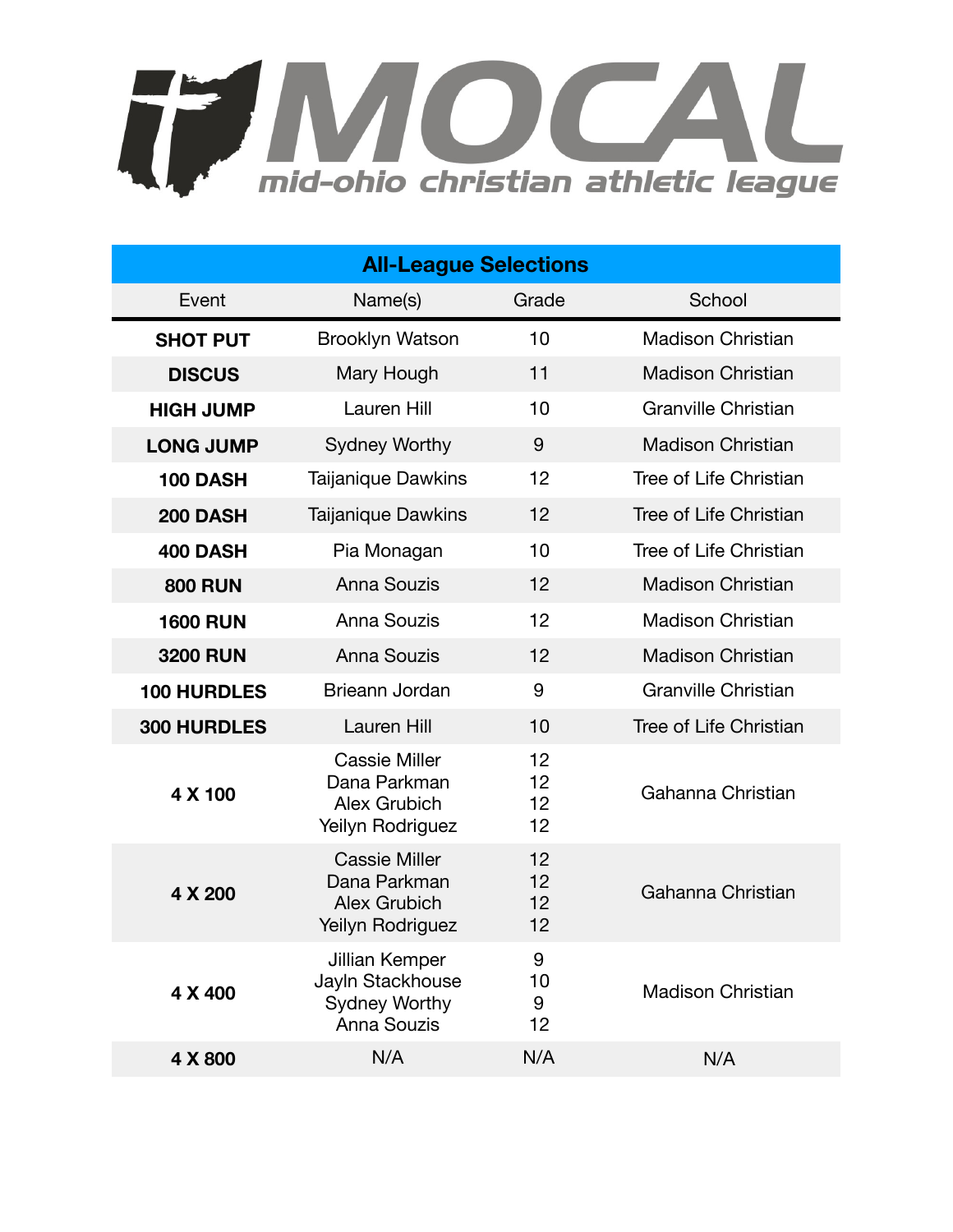# MOCAL

mid-ohio christian athletic league

| All-League Selections | | | |
|---|---|---|---|
| Event | Name(s) | Grade | School |
| **SHOT PUT** | Brooklyn Watson | 10 | Madison Christian |
| **DISCUS** | Mary Hough | 11 | Madison Christian |
| **HIGH JUMP** | Lauren Hill | 10 | Granville Christian |
| **LONG JUMP** | Sydney Worthy | 9 | Madison Christian |
| **100 DASH** | Taijanique Dawkins | 12 | Tree of Life Christian |
| **200 DASH** | Taijanique Dawkins | 12 | Tree of Life Christian |
| **400 DASH** | Pia Monagan | 10 | Tree of Life Christian |
| **800 RUN** | Anna Souzis | 12 | Madison Christian |
| **1600 RUN** | Anna Souzis | 12 | Madison Christian |
| **3200 RUN** | Anna Souzis | 12 | Madison Christian |
| **100 HURDLES** | Brieann Jordan | 9 | Granville Christian |
| **300 HURDLES** | Lauren Hill | 10 | Tree of Life Christian |
| **4 X 100** | Cassie Miller<br>Dana Parkman<br>Alex Grubich<br>Yeilyn Rodriguez | 12<br>12<br>12<br>12 | Gahanna Christian |
| **4 X 200** | Cassie Miller<br>Dana Parkman<br>Alex Grubich<br>Yeilyn Rodriguez | 12<br>12<br>12<br>12 | Gahanna Christian |
| **4 X 400** | Jillian Kemper<br>Jayln Stackhouse<br>Sydney Worthy<br>Anna Souzis | 9<br>10<br>9<br>12 | Madison Christian |
| **4 X 800** | N/A | N/A | N/A |